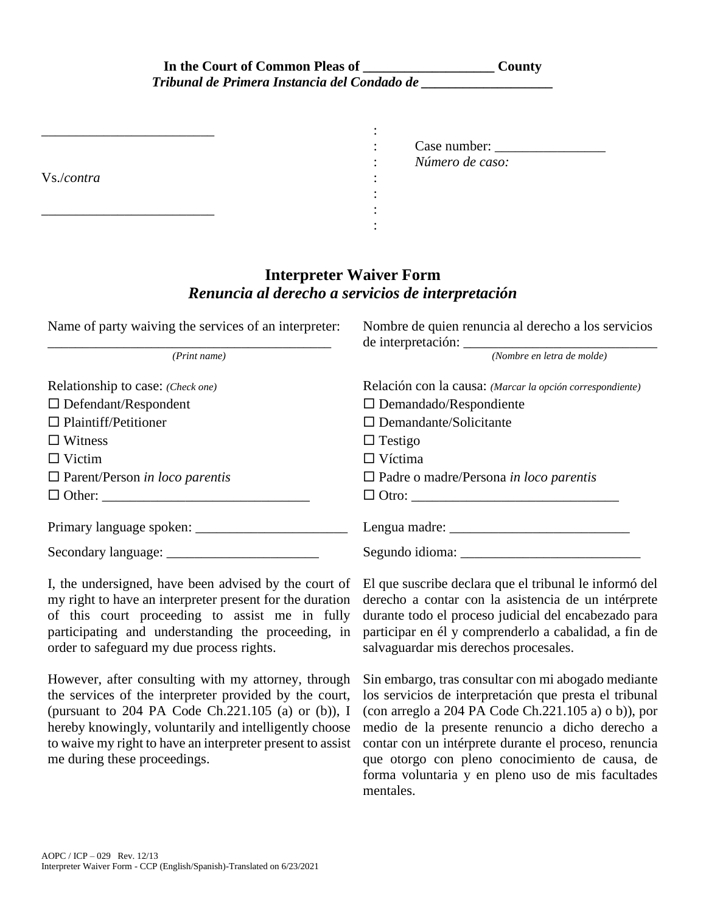**In the Court of Common Pleas of \_\_\_\_\_\_\_\_\_\_\_\_\_\_\_\_\_\_\_ County**
***Tribunal de Primera Instancia del Condado de \_\_\_\_\_\_\_\_\_\_\_\_\_\_\_\_\_\_\_***

| | | |
|---|---|---|
| \_\_\_\_\_\_\_\_\_\_\_\_\_\_\_\_\_\_\_\_\_\_\_\_\_ | : | Case number: \_\_\_\_\_\_\_\_\_\_\_\_\_\_\_\_ |
| | : | *Número de caso:* |
| Vs./*contra* | : | |
| | : | |
| \_\_\_\_\_\_\_\_\_\_\_\_\_\_\_\_\_\_\_\_\_\_\_\_\_ | : | |

## Interpreter Waiver Form
## *Renuncia al derecho a servicios de interpretación*

Name of party waiving the services of an interpreter: \_\_\_\_\_\_\_\_\_\_\_\_\_\_\_\_\_\_\_\_\_\_\_\_\_\_\_\_\_\_\_\_\_\_\_\_\_\_\_\_
*(Print name)*

Nombre de quien renuncia al derecho a los servicios de interpretación: \_\_\_\_\_\_\_\_\_\_\_\_\_\_\_\_\_\_\_\_\_\_\_\_\_\_\_\_
*(Nombre en letra de molde)*

Relationship to case: *(Check one)*
- ☐ Defendant/Respondent
- ☐ Plaintiff/Petitioner
- ☐ Witness
- ☐ Victim
- ☐ Parent/Person *in loco parentis*
- ☐ Other: \_\_\_\_\_\_\_\_\_\_\_\_\_\_\_\_\_\_\_\_\_\_\_\_\_\_\_\_\_\_

Relación con la causa: *(Marcar la opción correspondiente)*
- ☐ Demandado/Respondiente
- ☐ Demandante/Solicitante
- ☐ Testigo
- ☐ Víctima
- ☐ Padre o madre/Persona *in loco parentis*
- ☐ Otro: \_\_\_\_\_\_\_\_\_\_\_\_\_\_\_\_\_\_\_\_\_\_\_\_\_\_\_\_\_\_

Primary language spoken: \_\_\_\_\_\_\_\_\_\_\_\_\_\_\_\_\_\_\_\_\_\_

Lengua madre: \_\_\_\_\_\_\_\_\_\_\_\_\_\_\_\_\_\_\_\_\_\_\_\_\_\_

Secondary language: \_\_\_\_\_\_\_\_\_\_\_\_\_\_\_\_\_\_\_\_\_\_

Segundo idioma: \_\_\_\_\_\_\_\_\_\_\_\_\_\_\_\_\_\_\_\_\_\_\_\_\_\_

I, the undersigned, have been advised by the court of my right to have an interpreter present for the duration of this court proceeding to assist me in fully participating and understanding the proceeding, in order to safeguard my due process rights.

El que suscribe declara que el tribunal le informó del derecho a contar con la asistencia de un intérprete durante todo el proceso judicial del encabezado para participar en él y comprenderlo a cabalidad, a fin de salvaguardar mis derechos procesales.

However, after consulting with my attorney, through the services of the interpreter provided by the court, (pursuant to 204 PA Code Ch.221.105 (a) or (b)), I hereby knowingly, voluntarily and intelligently choose to waive my right to have an interpreter present to assist me during these proceedings.

Sin embargo, tras consultar con mi abogado mediante los servicios de interpretación que presta el tribunal (con arreglo a 204 PA Code Ch.221.105 a) o b)), por medio de la presente renuncio a dicho derecho a contar con un intérprete durante el proceso, renuncia que otorgo con pleno conocimiento de causa, de forma voluntaria y en pleno uso de mis facultades mentales.

AOPC / ICP – 029 Rev. 12/13
Interpreter Waiver Form - CCP (English/Spanish)-Translated on 6/23/2021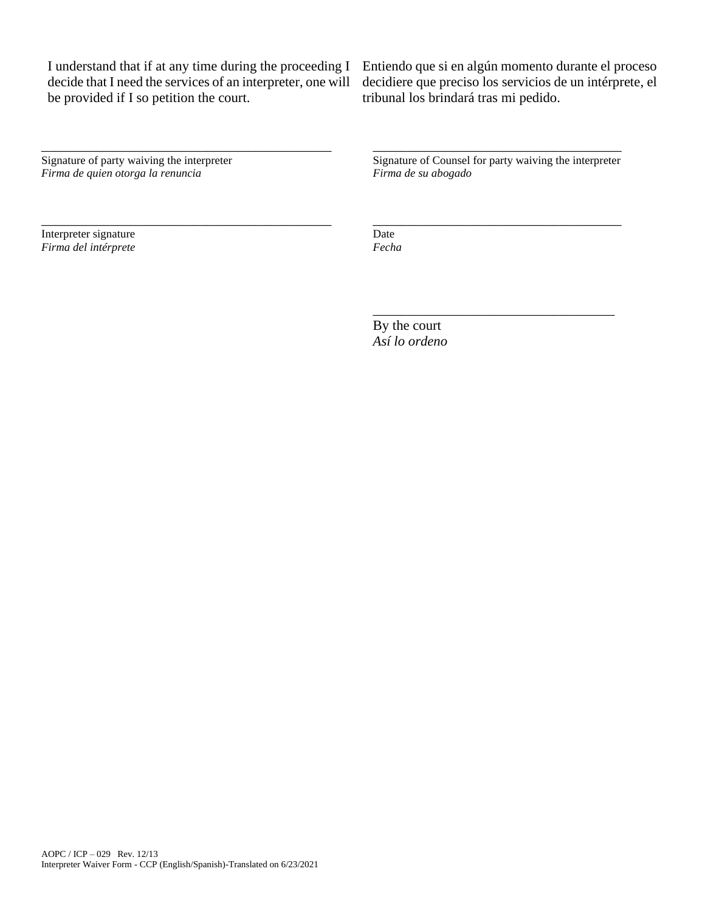I understand that if at any time during the proceeding I decide that I need the services of an interpreter, one will be provided if I so petition the court.

Entiendo que si en algún momento durante el proceso decidiere que preciso los servicios de un intérprete, el tribunal los brindará tras mi pedido.

\_\_\_\_\_\_\_\_\_\_\_\_\_\_\_\_\_\_\_\_\_\_\_\_\_\_\_\_\_\_\_\_\_\_\_\_\_\_\_\_\_\_\_\_
Signature of party waiving the interpreter
*Firma de quien otorga la renuncia*

\_\_\_\_\_\_\_\_\_\_\_\_\_\_\_\_\_\_\_\_\_\_\_\_\_\_\_\_\_\_\_\_\_\_\_\_\_\_\_\_\_\_\_\_
Signature of Counsel for party waiving the interpreter
*Firma de su abogado*

\_\_\_\_\_\_\_\_\_\_\_\_\_\_\_\_\_\_\_\_\_\_\_\_\_\_\_\_\_\_\_\_\_\_\_\_\_\_\_\_\_\_\_\_
Interpreter signature
*Firma del intérprete*

\_\_\_\_\_\_\_\_\_\_\_\_\_\_\_\_\_\_\_\_\_\_\_\_\_\_\_\_\_\_\_\_\_\_\_\_\_\_\_\_\_\_\_\_
Date
*Fecha*

\_\_\_\_\_\_\_\_\_\_\_\_\_\_\_\_\_\_\_\_\_\_\_\_\_\_\_\_\_\_\_\_\_\_\_\_\_\_\_\_\_\_\_\_
By the court
*Así lo ordeno*

AOPC / ICP – 029 Rev. 12/13
Interpreter Waiver Form - CCP (English/Spanish)-Translated on 6/23/2021